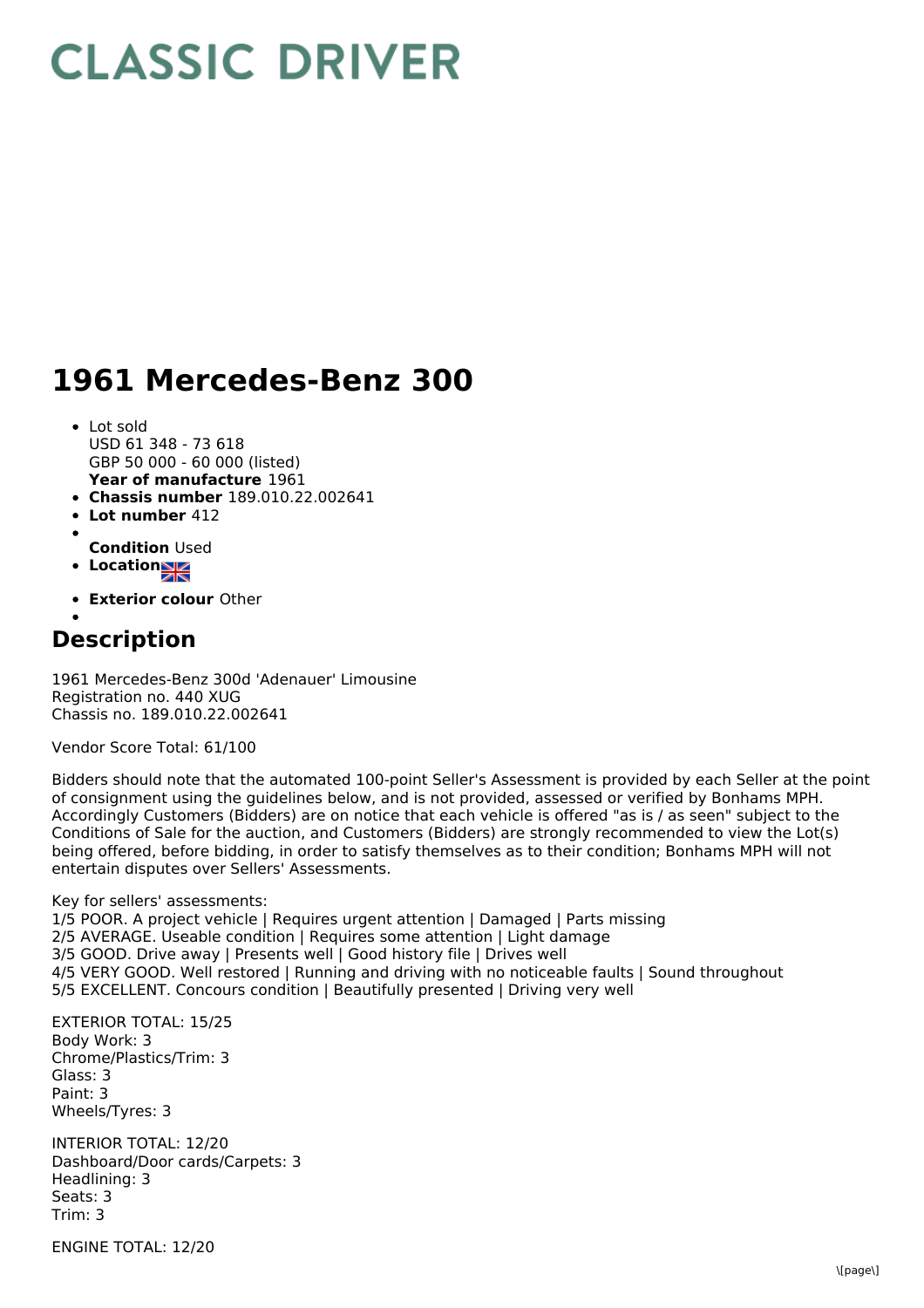# CLASSIC DRIVER

# 1961 Mercedes-Benz 300

- Lot sold
  USD 61 348 - 73 618
  GBP 50 000 - 60 000 (listed)
  **Year of manufacture** 1961
- **Chassis number** 189.010.22.002641
- **Lot number** 412
- 
  **Condition** Used
- **Location**
- **Exterior colour** Other
- 

## Description

1961 Mercedes-Benz 300d 'Adenauer' Limousine
Registration no. 440 XUG
Chassis no. 189.010.22.002641

Vendor Score Total: 61/100

Bidders should note that the automated 100-point Seller's Assessment is provided by each Seller at the point of consignment using the guidelines below, and is not provided, assessed or verified by Bonhams MPH. Accordingly Customers (Bidders) are on notice that each vehicle is offered "as is / as seen" subject to the Conditions of Sale for the auction, and Customers (Bidders) are strongly recommended to view the Lot(s) being offered, before bidding, in order to satisfy themselves as to their condition; Bonhams MPH will not entertain disputes over Sellers' Assessments.

Key for sellers' assessments:
1/5 POOR. A project vehicle | Requires urgent attention | Damaged | Parts missing
2/5 AVERAGE. Useable condition | Requires some attention | Light damage
3/5 GOOD. Drive away | Presents well | Good history file | Drives well
4/5 VERY GOOD. Well restored | Running and driving with no noticeable faults | Sound throughout
5/5 EXCELLENT. Concours condition | Beautifully presented | Driving very well

EXTERIOR TOTAL: 15/25
Body Work: 3
Chrome/Plastics/Trim: 3
Glass: 3
Paint: 3
Wheels/Tyres: 3

INTERIOR TOTAL: 12/20
Dashboard/Door cards/Carpets: 3
Headlining: 3
Seats: 3
Trim: 3

ENGINE TOTAL: 12/20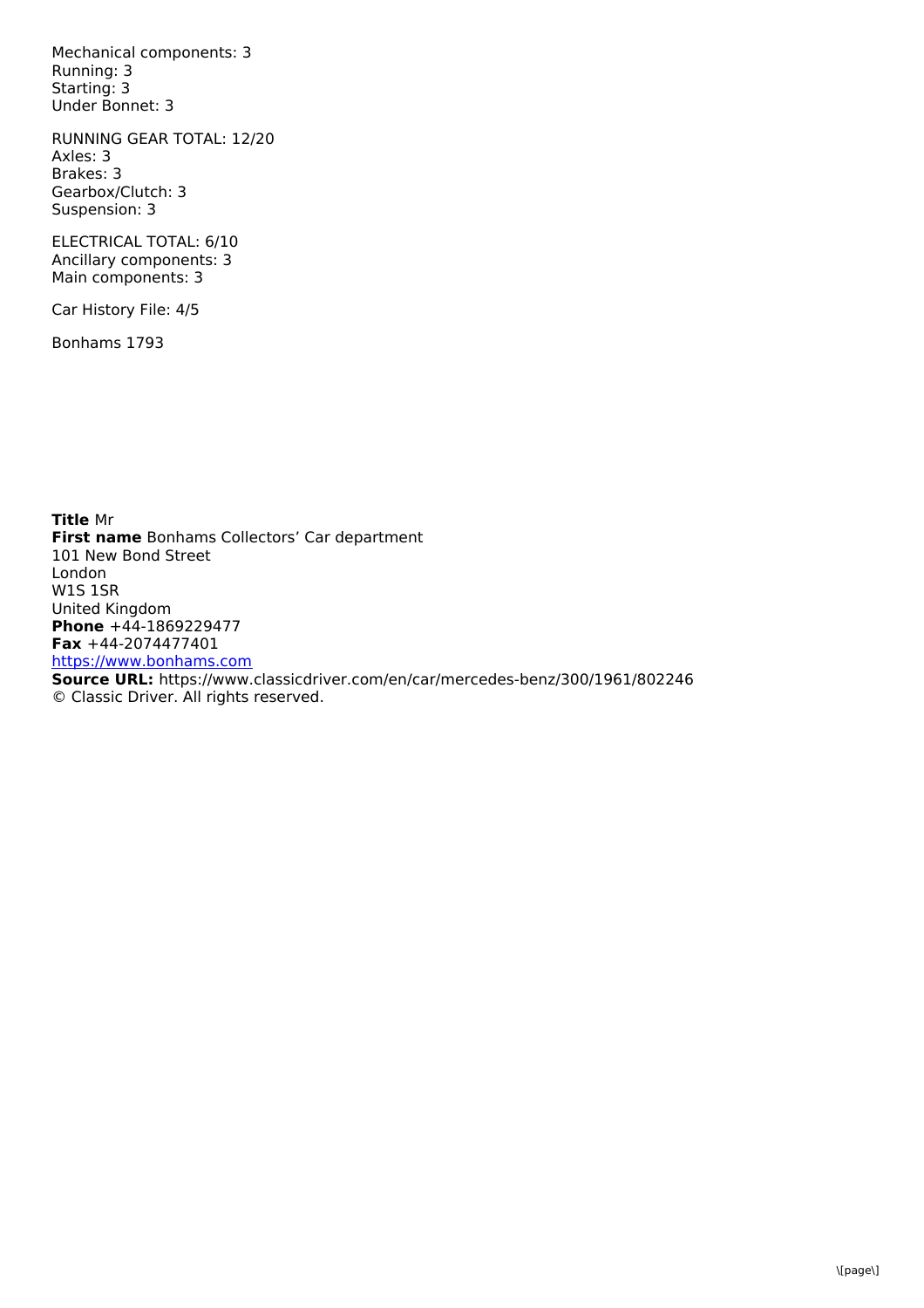Mechanical components: 3
Running: 3
Starting: 3
Under Bonnet: 3

RUNNING GEAR TOTAL: 12/20
Axles: 3
Brakes: 3
Gearbox/Clutch: 3
Suspension: 3

ELECTRICAL TOTAL: 6/10
Ancillary components: 3
Main components: 3

Car History File: 4/5

Bonhams 1793

**Title** Mr
**First name** Bonhams Collectors' Car department
101 New Bond Street
London
W1S 1SR
United Kingdom
**Phone** +44-1869229477
**Fax** +44-2074477401
[https://www.bonhams.com](https://www.bonhams.com)
**Source URL:** https://www.classicdriver.com/en/car/mercedes-benz/300/1961/802246
© Classic Driver. All rights reserved.